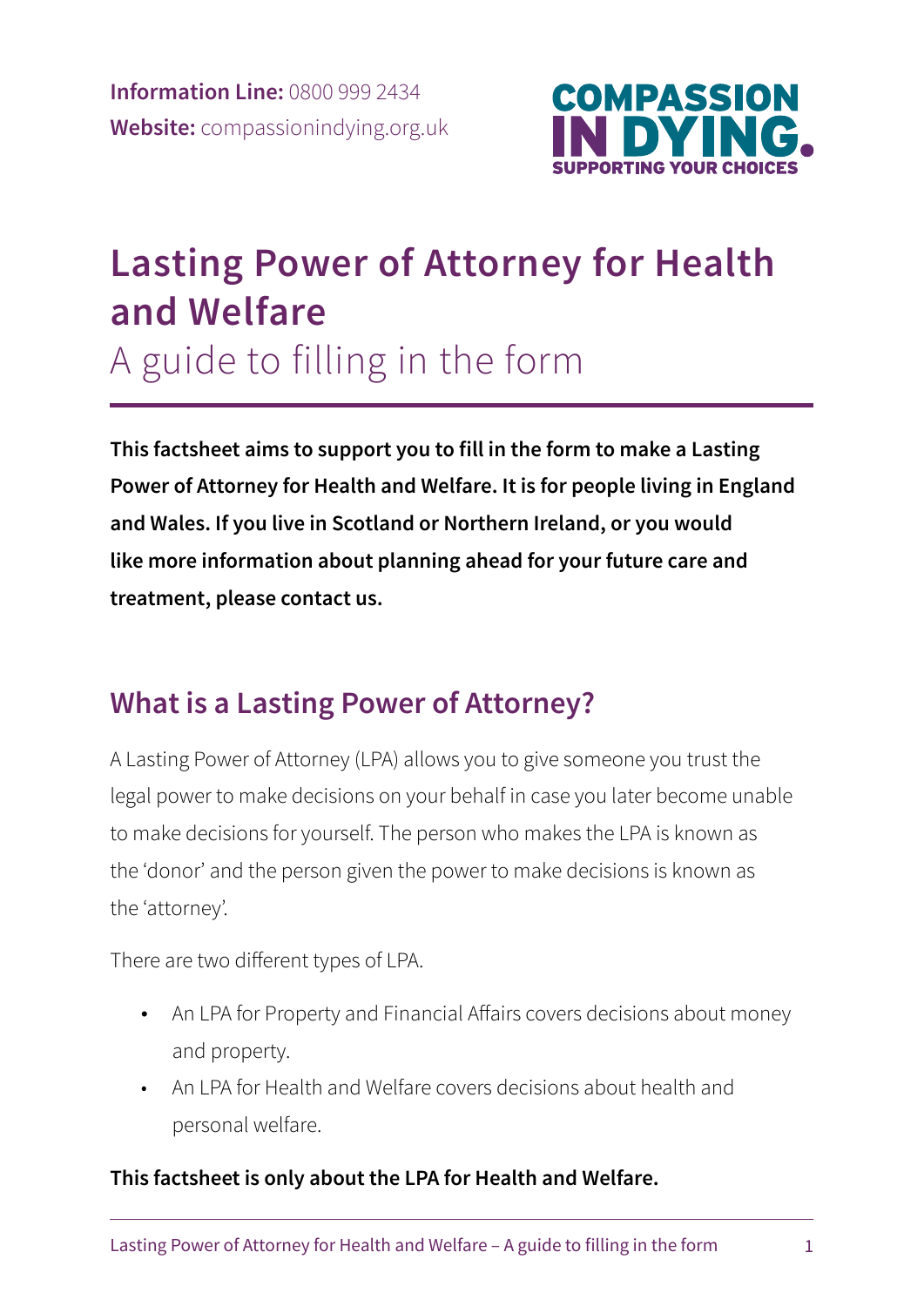**Information Line:** 0800 999 2434
**Website:** compassionindying.org.uk

COMPASSION IN DYING. SUPPORTING YOUR CHOICES

# Lasting Power of Attorney for Health and Welfare

## A guide to filling in the form

**This factsheet aims to support you to fill in the form to make a Lasting Power of Attorney for Health and Welfare. It is for people living in England and Wales. If you live in Scotland or Northern Ireland, or you would like more information about planning ahead for your future care and treatment, please contact us.**

## What is a Lasting Power of Attorney?

A Lasting Power of Attorney (LPA) allows you to give someone you trust the legal power to make decisions on your behalf in case you later become unable to make decisions for yourself. The person who makes the LPA is known as the 'donor' and the person given the power to make decisions is known as the 'attorney'.

There are two different types of LPA.

- An LPA for Property and Financial Affairs covers decisions about money and property.
- An LPA for Health and Welfare covers decisions about health and personal welfare.

**This factsheet is only about the LPA for Health and Welfare.**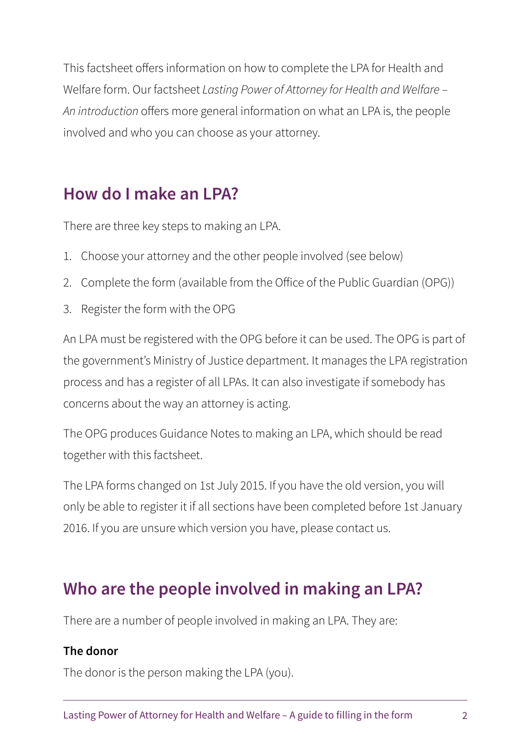This factsheet offers information on how to complete the LPA for Health and Welfare form. Our factsheet *Lasting Power of Attorney for Health and Welfare – An introduction* offers more general information on what an LPA is, the people involved and who you can choose as your attorney.

## How do I make an LPA?

There are three key steps to making an LPA.

1. Choose your attorney and the other people involved (see below)
2. Complete the form (available from the Office of the Public Guardian (OPG))
3. Register the form with the OPG

An LPA must be registered with the OPG before it can be used. The OPG is part of the government's Ministry of Justice department. It manages the LPA registration process and has a register of all LPAs. It can also investigate if somebody has concerns about the way an attorney is acting.

The OPG produces Guidance Notes to making an LPA, which should be read together with this factsheet.

The LPA forms changed on 1st July 2015. If you have the old version, you will only be able to register it if all sections have been completed before 1st January 2016. If you are unsure which version you have, please contact us.

## Who are the people involved in making an LPA?

There are a number of people involved in making an LPA. They are:

**The donor**

The donor is the person making the LPA (you).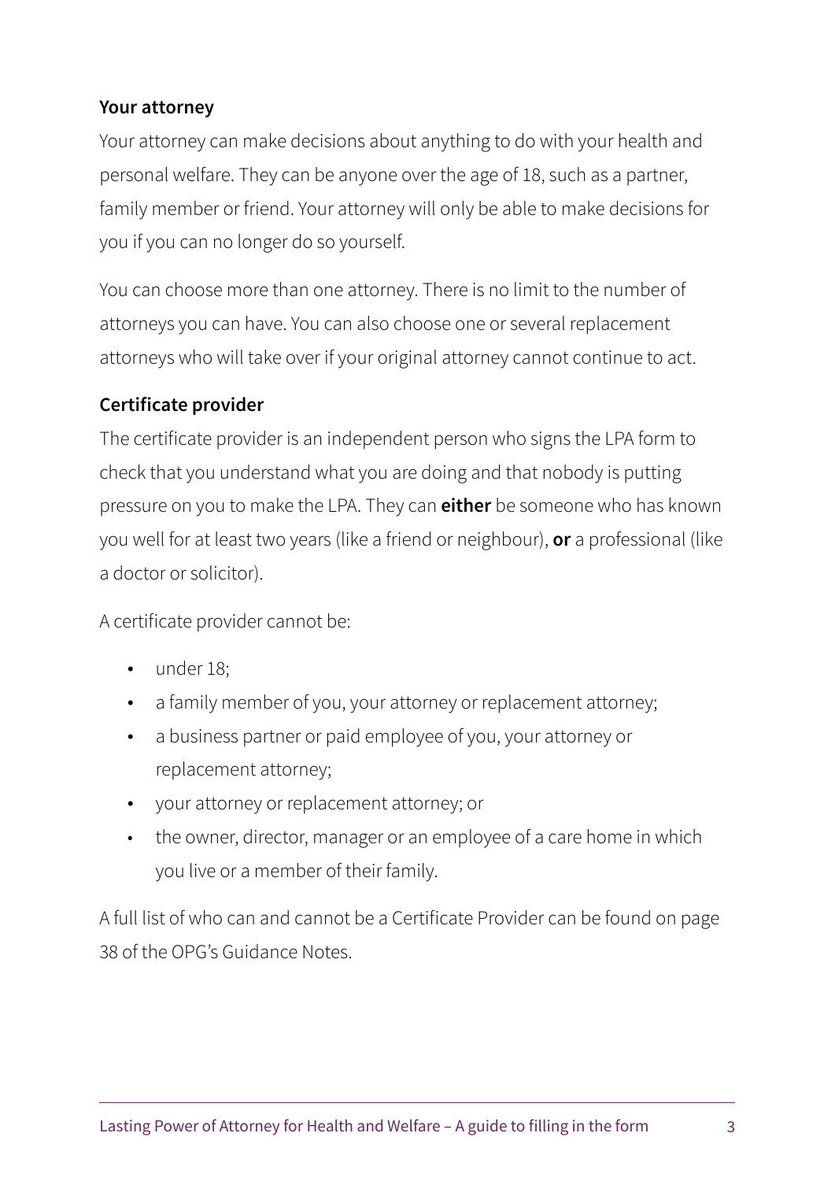### Your attorney

Your attorney can make decisions about anything to do with your health and personal welfare. They can be anyone over the age of 18, such as a partner, family member or friend. Your attorney will only be able to make decisions for you if you can no longer do so yourself.

You can choose more than one attorney. There is no limit to the number of attorneys you can have. You can also choose one or several replacement attorneys who will take over if your original attorney cannot continue to act.

### Certificate provider

The certificate provider is an independent person who signs the LPA form to check that you understand what you are doing and that nobody is putting pressure on you to make the LPA. They can **either** be someone who has known you well for at least two years (like a friend or neighbour), **or** a professional (like a doctor or solicitor).

A certificate provider cannot be:

- under 18;
- a family member of you, your attorney or replacement attorney;
- a business partner or paid employee of you, your attorney or replacement attorney;
- your attorney or replacement attorney; or
- the owner, director, manager or an employee of a care home in which you live or a member of their family.

A full list of who can and cannot be a Certificate Provider can be found on page 38 of the OPG's Guidance Notes.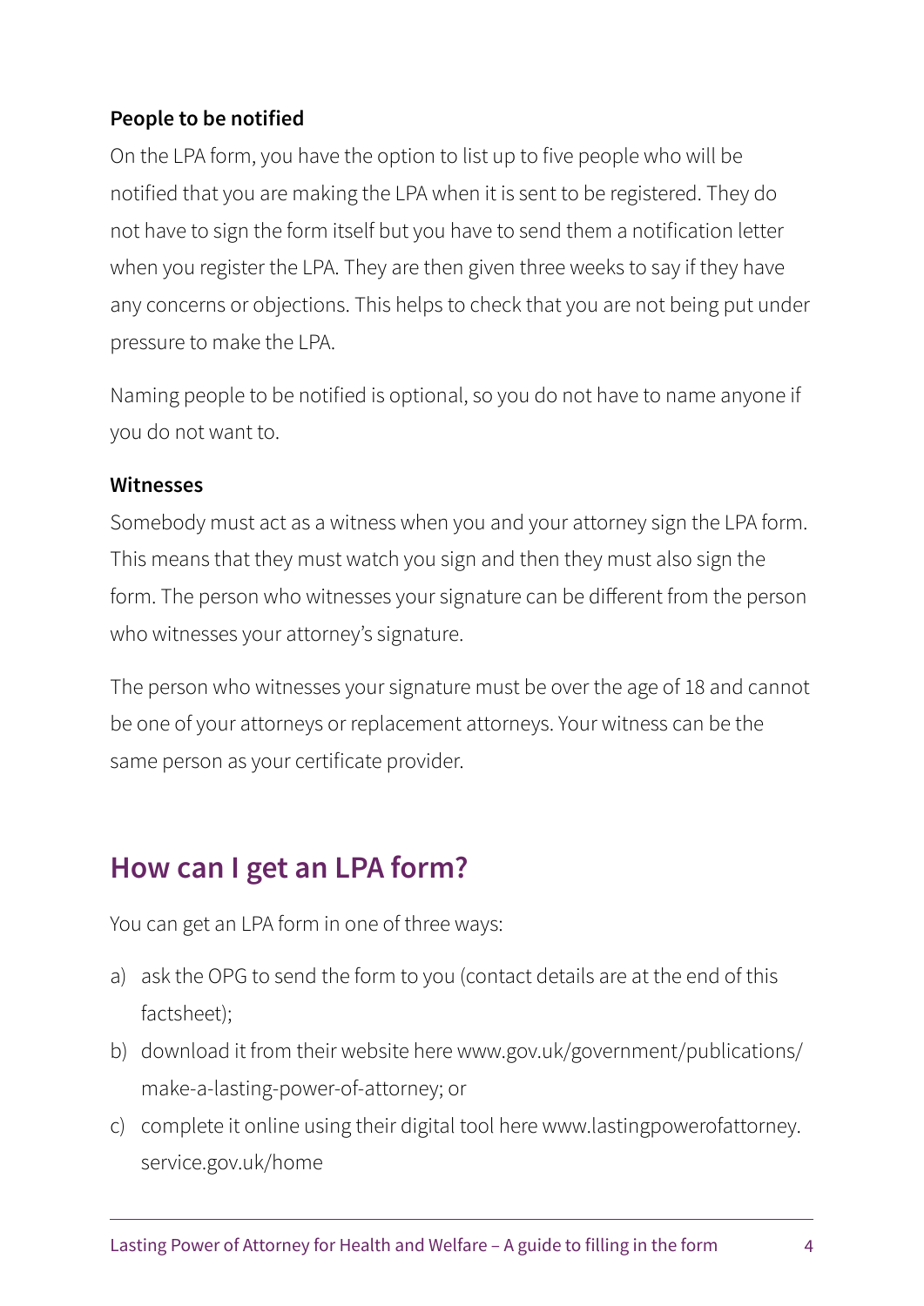### People to be notified

On the LPA form, you have the option to list up to five people who will be notified that you are making the LPA when it is sent to be registered. They do not have to sign the form itself but you have to send them a notification letter when you register the LPA. They are then given three weeks to say if they have any concerns or objections. This helps to check that you are not being put under pressure to make the LPA.

Naming people to be notified is optional, so you do not have to name anyone if you do not want to.

### Witnesses

Somebody must act as a witness when you and your attorney sign the LPA form. This means that they must watch you sign and then they must also sign the form. The person who witnesses your signature can be different from the person who witnesses your attorney's signature.

The person who witnesses your signature must be over the age of 18 and cannot be one of your attorneys or replacement attorneys. Your witness can be the same person as your certificate provider.

## How can I get an LPA form?

You can get an LPA form in one of three ways:

a) ask the OPG to send the form to you (contact details are at the end of this factsheet);
b) download it from their website here www.gov.uk/government/publications/make-a-lasting-power-of-attorney; or
c) complete it online using their digital tool here www.lastingpowerofattorney.service.gov.uk/home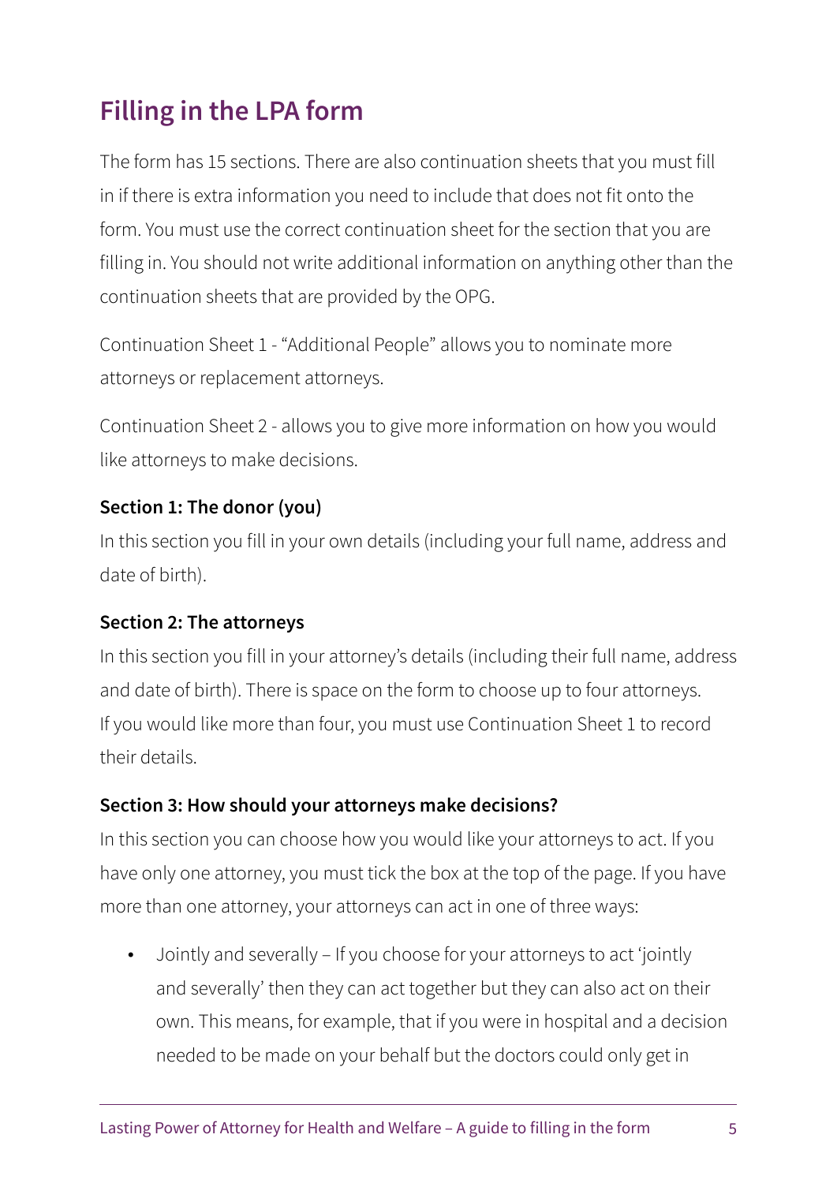## Filling in the LPA form

The form has 15 sections. There are also continuation sheets that you must fill in if there is extra information you need to include that does not fit onto the form. You must use the correct continuation sheet for the section that you are filling in. You should not write additional information on anything other than the continuation sheets that are provided by the OPG.

Continuation Sheet 1 - "Additional People" allows you to nominate more attorneys or replacement attorneys.

Continuation Sheet 2 - allows you to give more information on how you would like attorneys to make decisions.

**Section 1: The donor (you)**

In this section you fill in your own details (including your full name, address and date of birth).

**Section 2: The attorneys**

In this section you fill in your attorney's details (including their full name, address and date of birth). There is space on the form to choose up to four attorneys. If you would like more than four, you must use Continuation Sheet 1 to record their details.

**Section 3: How should your attorneys make decisions?**

In this section you can choose how you would like your attorneys to act. If you have only one attorney, you must tick the box at the top of the page. If you have more than one attorney, your attorneys can act in one of three ways:

- Jointly and severally – If you choose for your attorneys to act 'jointly and severally' then they can act together but they can also act on their own. This means, for example, that if you were in hospital and a decision needed to be made on your behalf but the doctors could only get in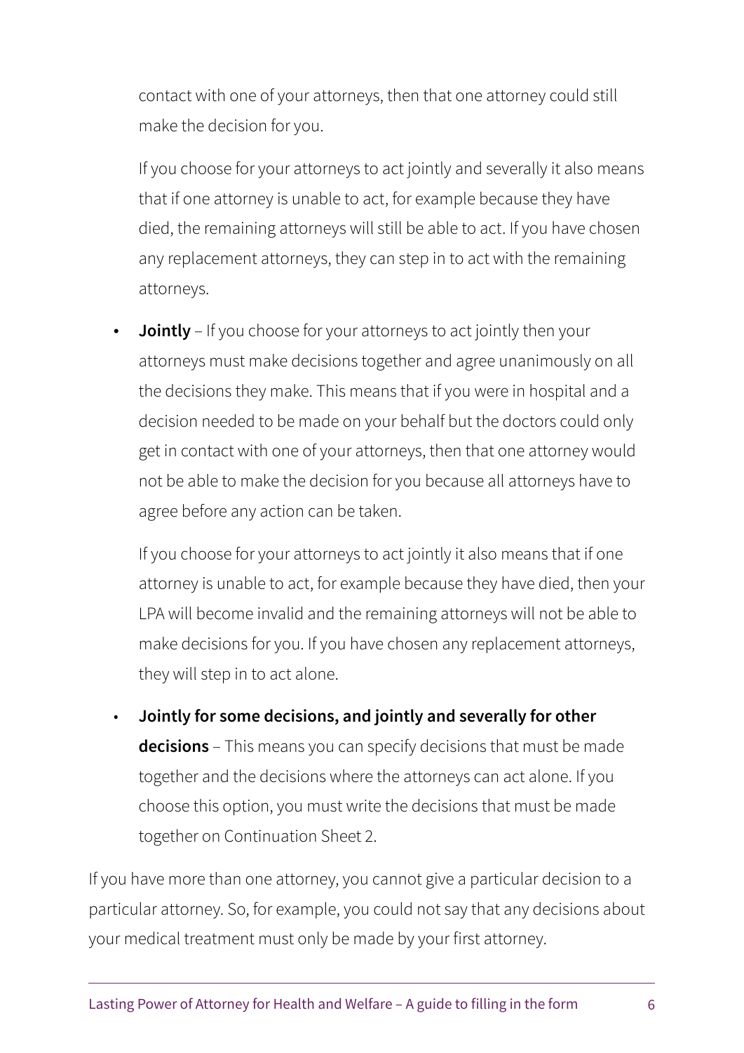contact with one of your attorneys, then that one attorney could still make the decision for you.

If you choose for your attorneys to act jointly and severally it also means that if one attorney is unable to act, for example because they have died, the remaining attorneys will still be able to act. If you have chosen any replacement attorneys, they can step in to act with the remaining attorneys.

- **Jointly** – If you choose for your attorneys to act jointly then your attorneys must make decisions together and agree unanimously on all the decisions they make. This means that if you were in hospital and a decision needed to be made on your behalf but the doctors could only get in contact with one of your attorneys, then that one attorney would not be able to make the decision for you because all attorneys have to agree before any action can be taken.

  If you choose for your attorneys to act jointly it also means that if one attorney is unable to act, for example because they have died, then your LPA will become invalid and the remaining attorneys will not be able to make decisions for you. If you have chosen any replacement attorneys, they will step in to act alone.

- **Jointly for some decisions, and jointly and severally for other decisions** – This means you can specify decisions that must be made together and the decisions where the attorneys can act alone. If you choose this option, you must write the decisions that must be made together on Continuation Sheet 2.

If you have more than one attorney, you cannot give a particular decision to a particular attorney. So, for example, you could not say that any decisions about your medical treatment must only be made by your first attorney.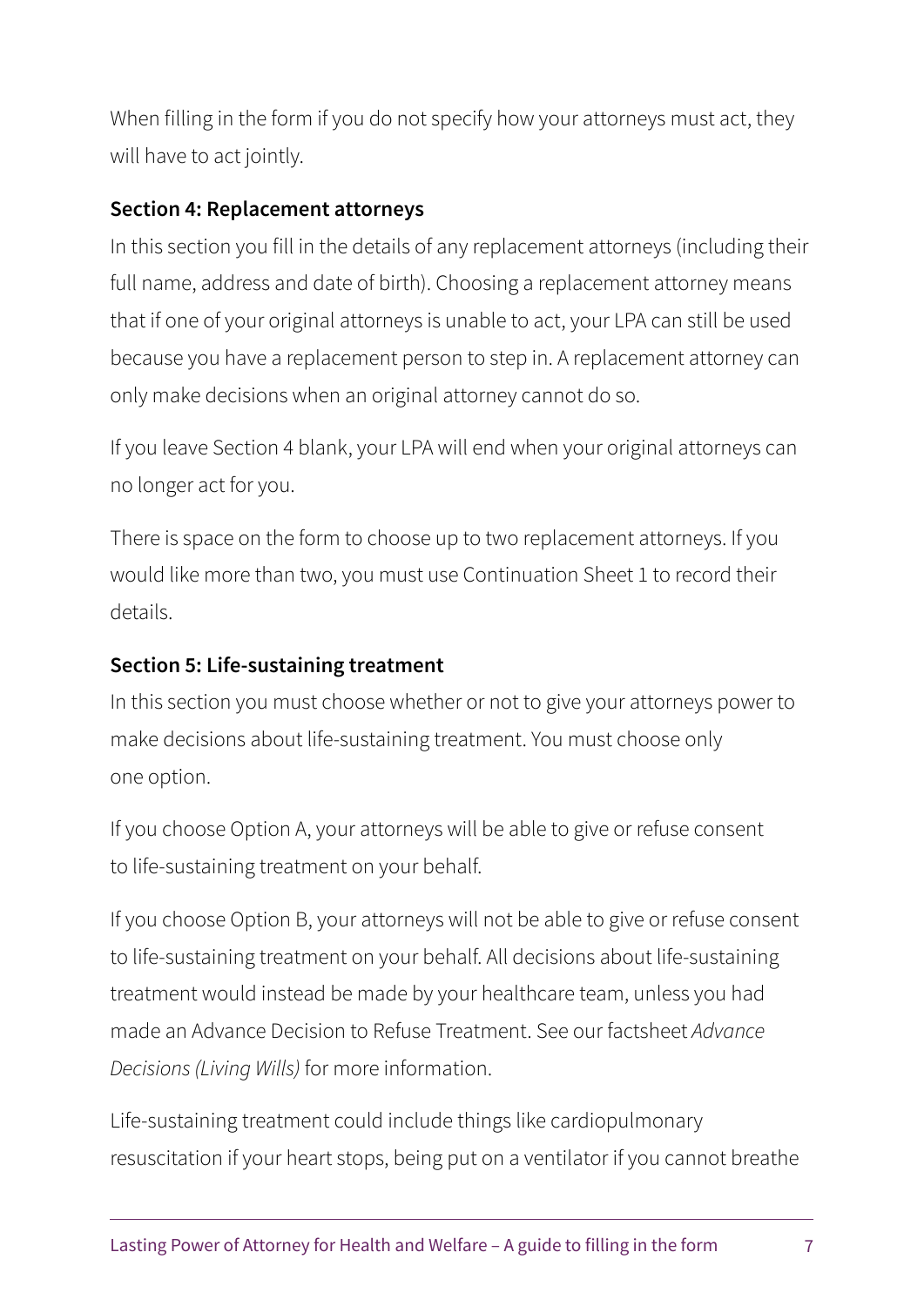When filling in the form if you do not specify how your attorneys must act, they will have to act jointly.

**Section 4: Replacement attorneys**

In this section you fill in the details of any replacement attorneys (including their full name, address and date of birth). Choosing a replacement attorney means that if one of your original attorneys is unable to act, your LPA can still be used because you have a replacement person to step in. A replacement attorney can only make decisions when an original attorney cannot do so.

If you leave Section 4 blank, your LPA will end when your original attorneys can no longer act for you.

There is space on the form to choose up to two replacement attorneys. If you would like more than two, you must use Continuation Sheet 1 to record their details.

**Section 5: Life-sustaining treatment**

In this section you must choose whether or not to give your attorneys power to make decisions about life-sustaining treatment. You must choose only one option.

If you choose Option A, your attorneys will be able to give or refuse consent to life-sustaining treatment on your behalf.

If you choose Option B, your attorneys will not be able to give or refuse consent to life-sustaining treatment on your behalf. All decisions about life-sustaining treatment would instead be made by your healthcare team, unless you had made an Advance Decision to Refuse Treatment. See our factsheet *Advance Decisions (Living Wills)* for more information.

Life-sustaining treatment could include things like cardiopulmonary resuscitation if your heart stops, being put on a ventilator if you cannot breathe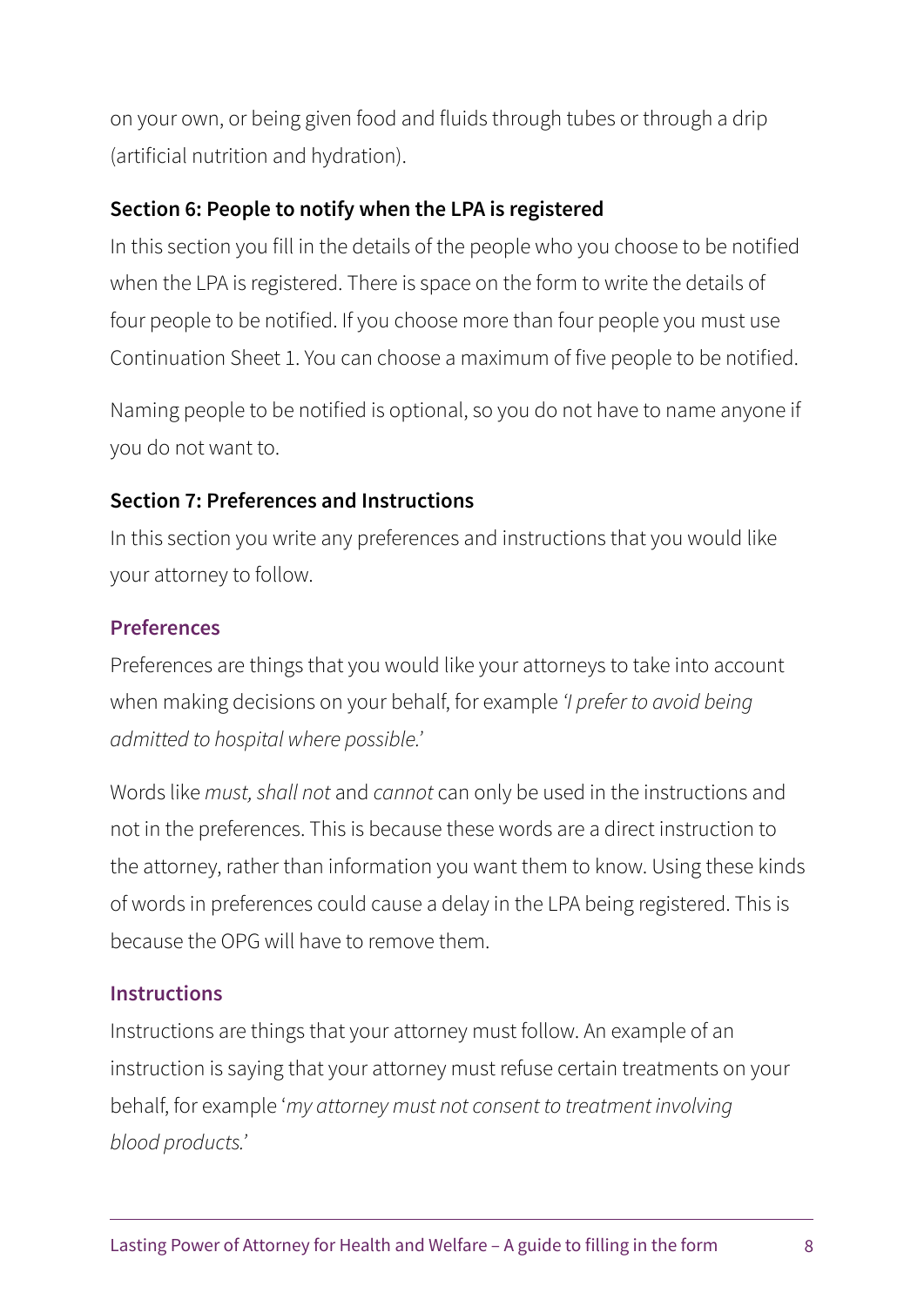on your own, or being given food and fluids through tubes or through a drip (artificial nutrition and hydration).

### Section 6: People to notify when the LPA is registered

In this section you fill in the details of the people who you choose to be notified when the LPA is registered. There is space on the form to write the details of four people to be notified. If you choose more than four people you must use Continuation Sheet 1. You can choose a maximum of five people to be notified.

Naming people to be notified is optional, so you do not have to name anyone if you do not want to.

### Section 7: Preferences and Instructions

In this section you write any preferences and instructions that you would like your attorney to follow.

#### Preferences

Preferences are things that you would like your attorneys to take into account when making decisions on your behalf, for example *'I prefer to avoid being admitted to hospital where possible.'*

Words like *must, shall not* and *cannot* can only be used in the instructions and not in the preferences. This is because these words are a direct instruction to the attorney, rather than information you want them to know. Using these kinds of words in preferences could cause a delay in the LPA being registered. This is because the OPG will have to remove them.

#### Instructions

Instructions are things that your attorney must follow. An example of an instruction is saying that your attorney must refuse certain treatments on your behalf, for example '*my attorney must not consent to treatment involving blood products.'*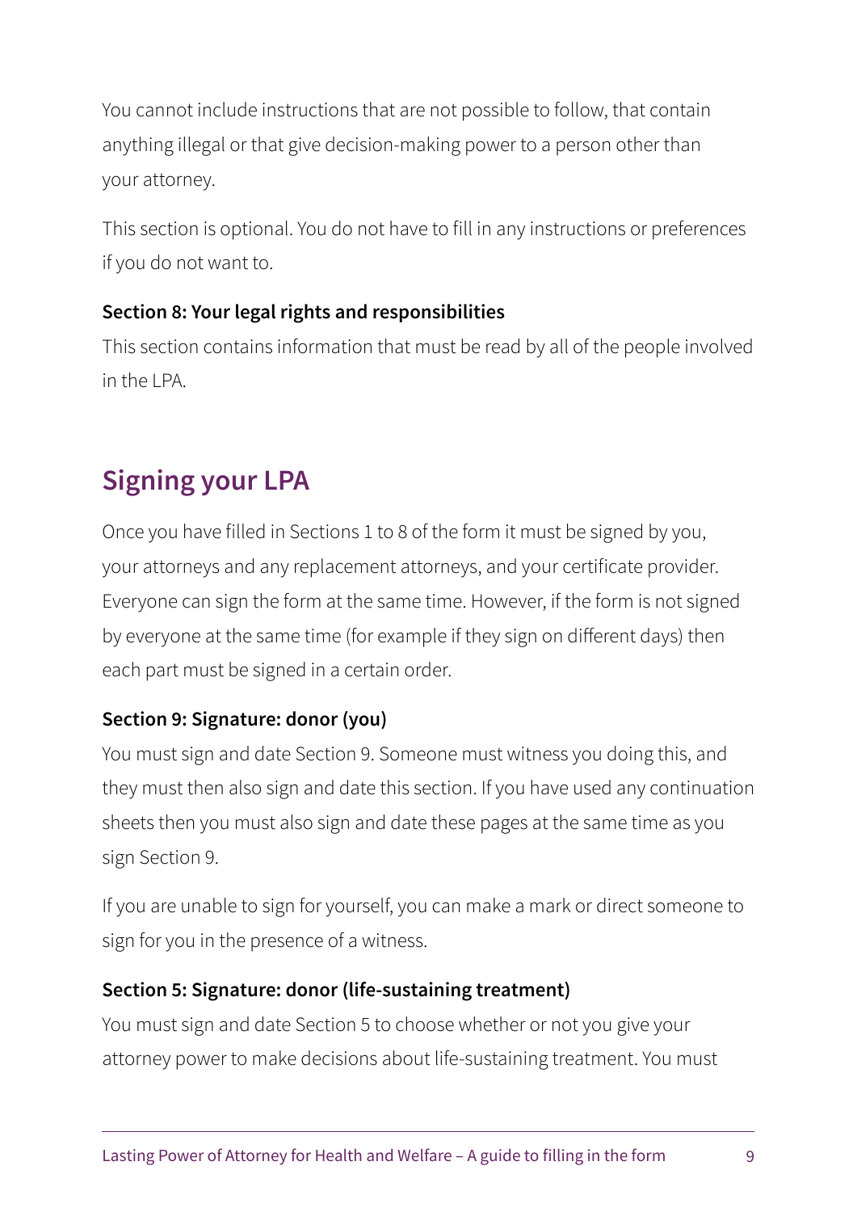You cannot include instructions that are not possible to follow, that contain anything illegal or that give decision-making power to a person other than your attorney.

This section is optional. You do not have to fill in any instructions or preferences if you do not want to.

**Section 8: Your legal rights and responsibilities**

This section contains information that must be read by all of the people involved in the LPA.

## Signing your LPA

Once you have filled in Sections 1 to 8 of the form it must be signed by you, your attorneys and any replacement attorneys, and your certificate provider. Everyone can sign the form at the same time. However, if the form is not signed by everyone at the same time (for example if they sign on different days) then each part must be signed in a certain order.

**Section 9: Signature: donor (you)**

You must sign and date Section 9. Someone must witness you doing this, and they must then also sign and date this section. If you have used any continuation sheets then you must also sign and date these pages at the same time as you sign Section 9.

If you are unable to sign for yourself, you can make a mark or direct someone to sign for you in the presence of a witness.

**Section 5: Signature: donor (life-sustaining treatment)**

You must sign and date Section 5 to choose whether or not you give your attorney power to make decisions about life-sustaining treatment. You must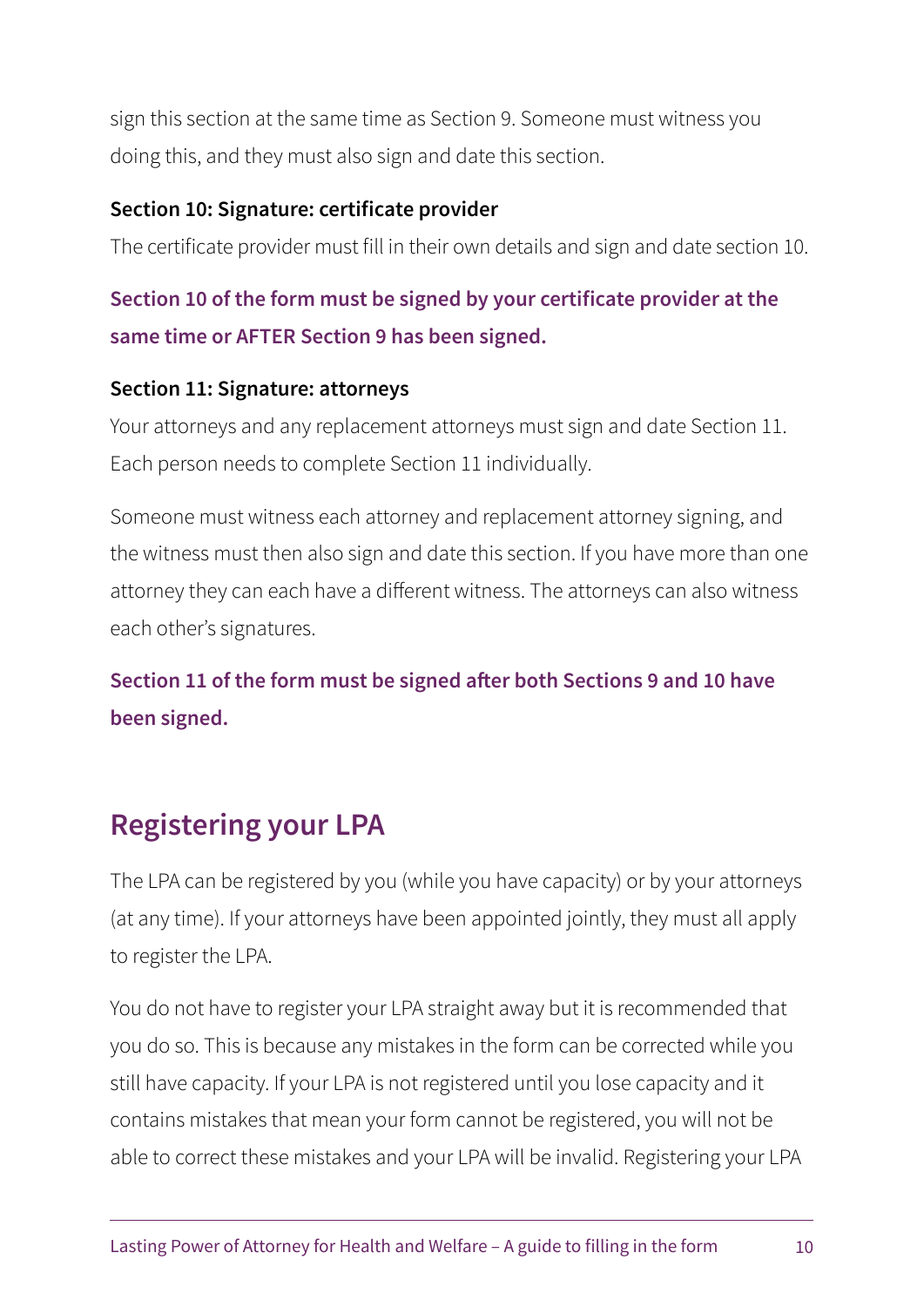sign this section at the same time as Section 9. Someone must witness you doing this, and they must also sign and date this section.

**Section 10: Signature: certificate provider**

The certificate provider must fill in their own details and sign and date section 10.

**Section 10 of the form must be signed by your certificate provider at the same time or AFTER Section 9 has been signed.**

**Section 11: Signature: attorneys**

Your attorneys and any replacement attorneys must sign and date Section 11. Each person needs to complete Section 11 individually.

Someone must witness each attorney and replacement attorney signing, and the witness must then also sign and date this section. If you have more than one attorney they can each have a different witness. The attorneys can also witness each other's signatures.

**Section 11 of the form must be signed after both Sections 9 and 10 have been signed.**

## Registering your LPA

The LPA can be registered by you (while you have capacity) or by your attorneys (at any time). If your attorneys have been appointed jointly, they must all apply to register the LPA.

You do not have to register your LPA straight away but it is recommended that you do so. This is because any mistakes in the form can be corrected while you still have capacity. If your LPA is not registered until you lose capacity and it contains mistakes that mean your form cannot be registered, you will not be able to correct these mistakes and your LPA will be invalid. Registering your LPA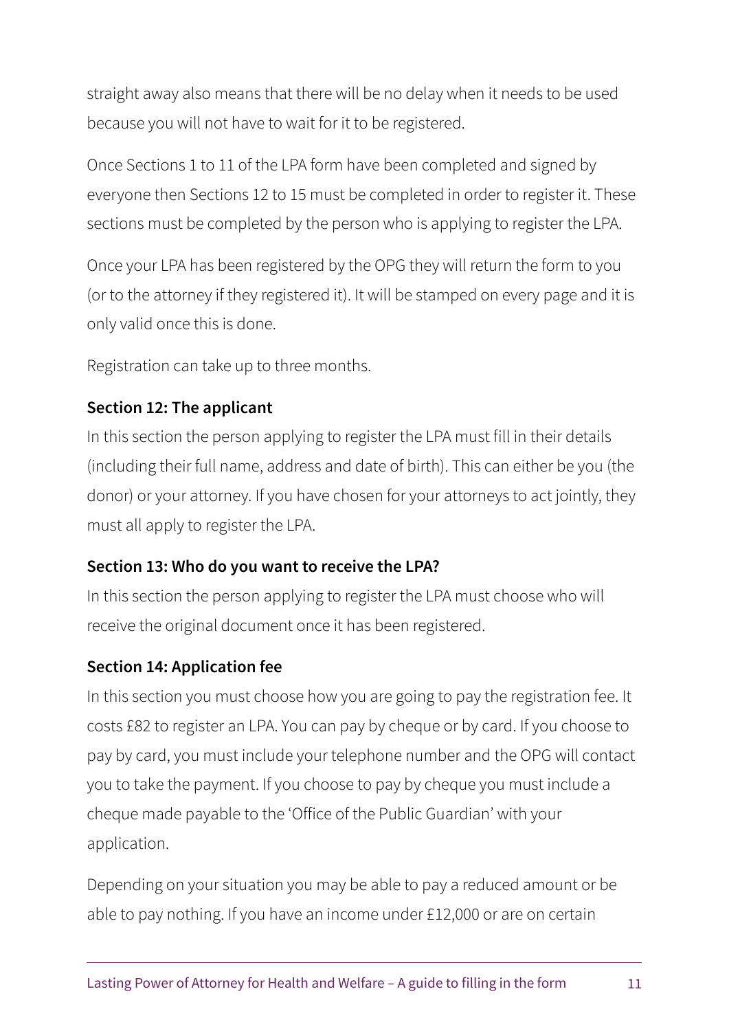straight away also means that there will be no delay when it needs to be used because you will not have to wait for it to be registered.

Once Sections 1 to 11 of the LPA form have been completed and signed by everyone then Sections 12 to 15 must be completed in order to register it. These sections must be completed by the person who is applying to register the LPA.

Once your LPA has been registered by the OPG they will return the form to you (or to the attorney if they registered it). It will be stamped on every page and it is only valid once this is done.

Registration can take up to three months.

**Section 12: The applicant**

In this section the person applying to register the LPA must fill in their details (including their full name, address and date of birth). This can either be you (the donor) or your attorney. If you have chosen for your attorneys to act jointly, they must all apply to register the LPA.

**Section 13: Who do you want to receive the LPA?**

In this section the person applying to register the LPA must choose who will receive the original document once it has been registered.

**Section 14: Application fee**

In this section you must choose how you are going to pay the registration fee. It costs £82 to register an LPA. You can pay by cheque or by card. If you choose to pay by card, you must include your telephone number and the OPG will contact you to take the payment. If you choose to pay by cheque you must include a cheque made payable to the 'Office of the Public Guardian' with your application.

Depending on your situation you may be able to pay a reduced amount or be able to pay nothing. If you have an income under £12,000 or are on certain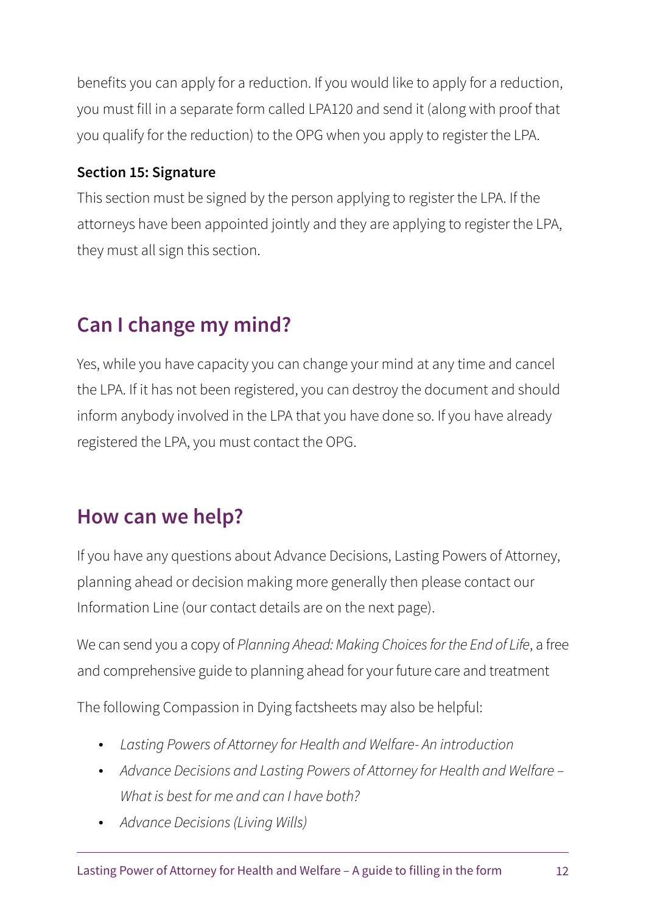benefits you can apply for a reduction. If you would like to apply for a reduction, you must fill in a separate form called LPA120 and send it (along with proof that you qualify for the reduction) to the OPG when you apply to register the LPA.

**Section 15: Signature**

This section must be signed by the person applying to register the LPA. If the attorneys have been appointed jointly and they are applying to register the LPA, they must all sign this section.

## Can I change my mind?

Yes, while you have capacity you can change your mind at any time and cancel the LPA. If it has not been registered, you can destroy the document and should inform anybody involved in the LPA that you have done so. If you have already registered the LPA, you must contact the OPG.

## How can we help?

If you have any questions about Advance Decisions, Lasting Powers of Attorney, planning ahead or decision making more generally then please contact our Information Line (our contact details are on the next page).

We can send you a copy of *Planning Ahead: Making Choices for the End of Life*, a free and comprehensive guide to planning ahead for your future care and treatment

The following Compassion in Dying factsheets may also be helpful:

- *Lasting Powers of Attorney for Health and Welfare- An introduction*
- *Advance Decisions and Lasting Powers of Attorney for Health and Welfare – What is best for me and can I have both?*
- *Advance Decisions (Living Wills)*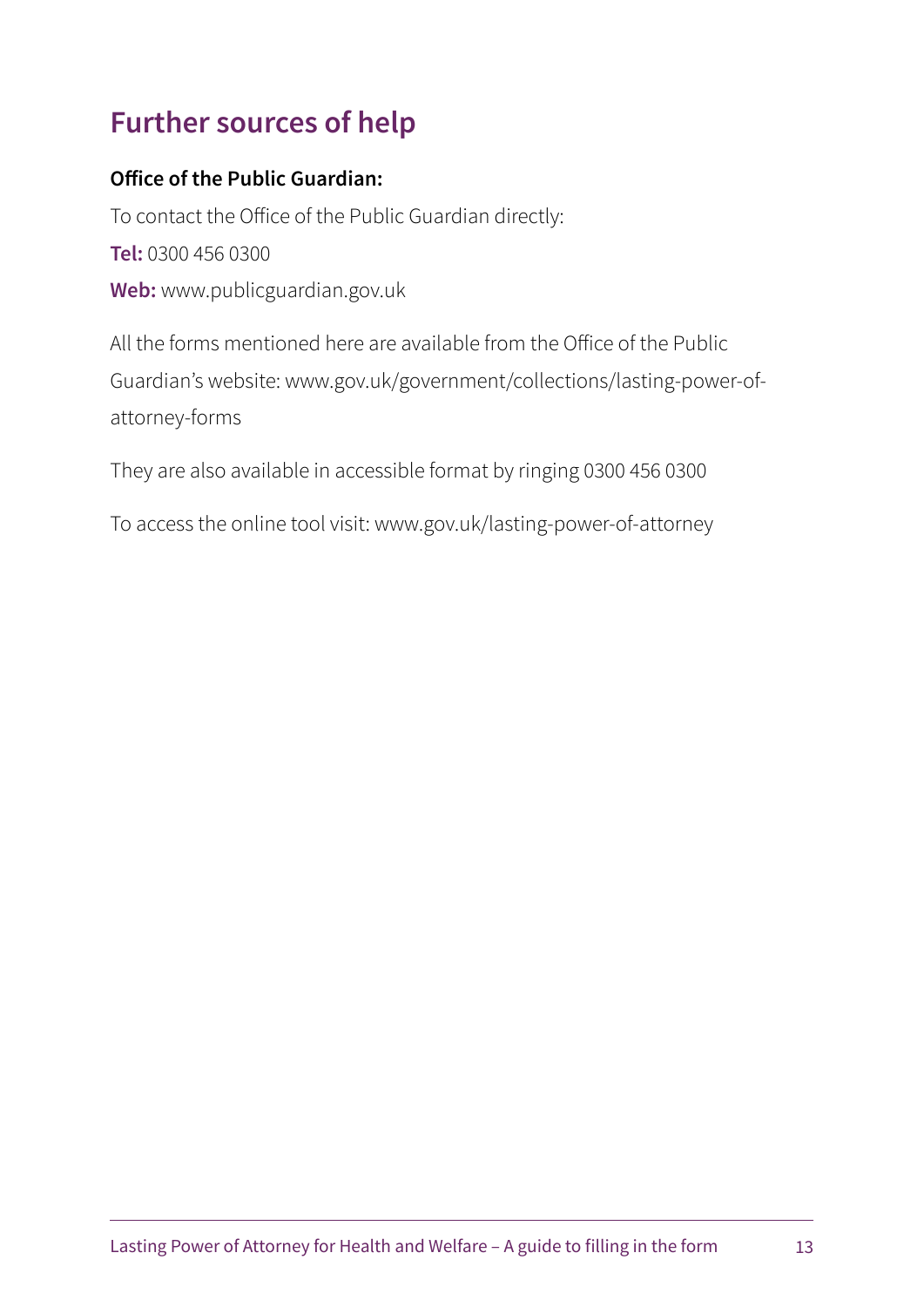## Further sources of help

**Office of the Public Guardian:**

To contact the Office of the Public Guardian directly:

**Tel:** 0300 456 0300

**Web:** www.publicguardian.gov.uk

All the forms mentioned here are available from the Office of the Public Guardian's website: www.gov.uk/government/collections/lasting-power-of-attorney-forms

They are also available in accessible format by ringing 0300 456 0300

To access the online tool visit: www.gov.uk/lasting-power-of-attorney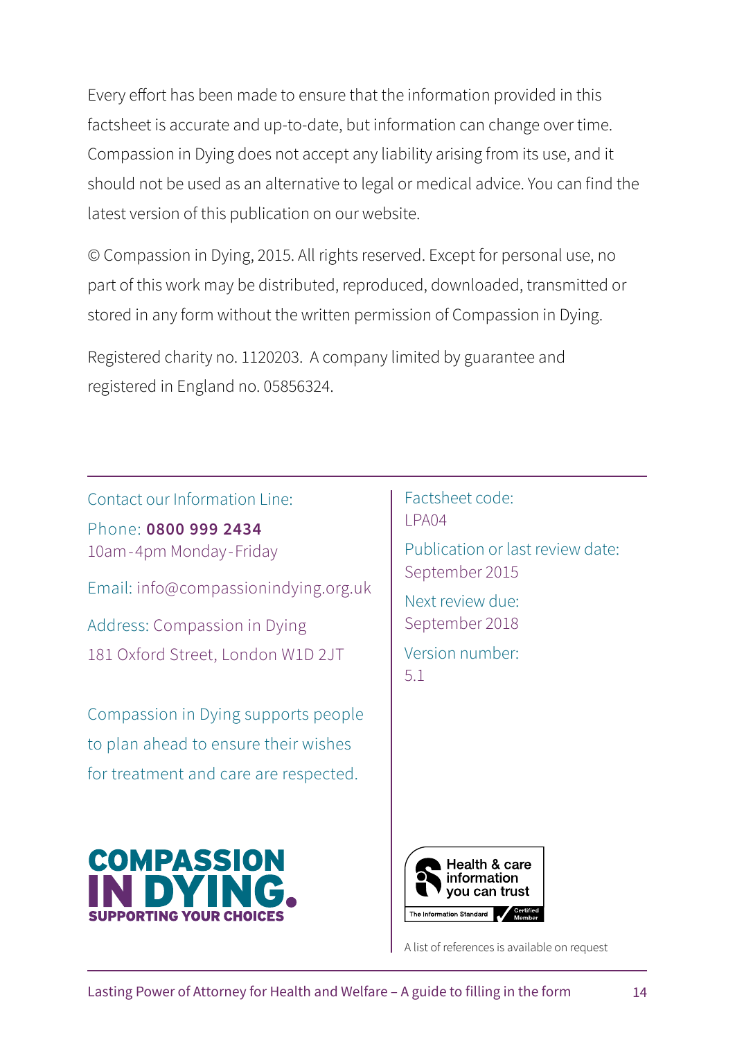Every effort has been made to ensure that the information provided in this factsheet is accurate and up-to-date, but information can change over time. Compassion in Dying does not accept any liability arising from its use, and it should not be used as an alternative to legal or medical advice. You can find the latest version of this publication on our website.

© Compassion in Dying, 2015. All rights reserved. Except for personal use, no part of this work may be distributed, reproduced, downloaded, transmitted or stored in any form without the written permission of Compassion in Dying.

Registered charity no. 1120203. A company limited by guarantee and registered in England no. 05856324.

Contact our Information Line:

Phone: **0800 999 2434**
10am-4pm Monday-Friday

Email: info@compassionindying.org.uk

Address: Compassion in Dying
181 Oxford Street, London W1D 2JT

Compassion in Dying supports people to plan ahead to ensure their wishes for treatment and care are respected.

COMPASSION IN DYING.
SUPPORTING YOUR CHOICES

Factsheet code:
LPA04

Publication or last review date:
September 2015

Next review due:
September 2018

Version number:
5.1

Health & care information you can trust
The Information Standard — Certified Member

A list of references is available on request